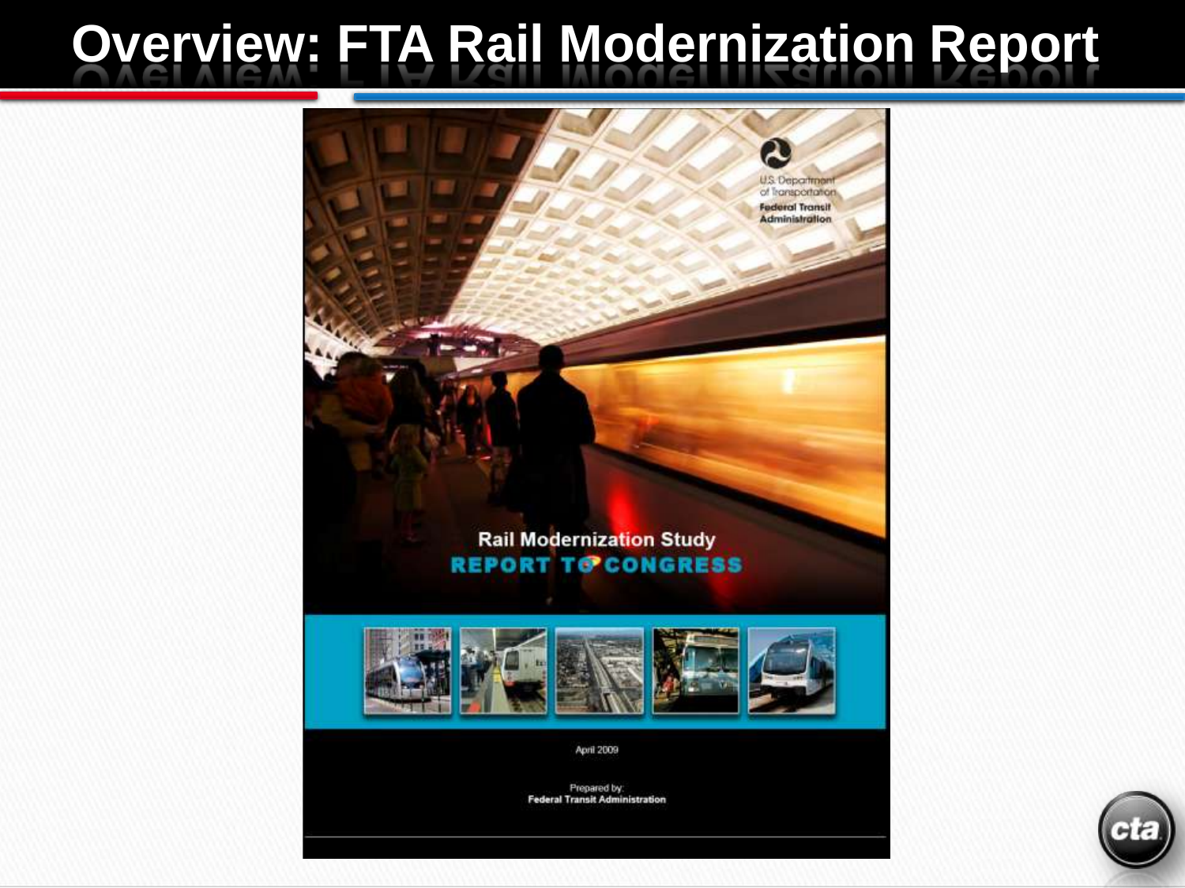# Overview: FTA Rail Modernization Report

U.S. Department of Transportation
Federal Transit Administration

Rail Modernization Study
**REPORT TO CONGRESS**

April 2009

Prepared by:
**Federal Transit Administration**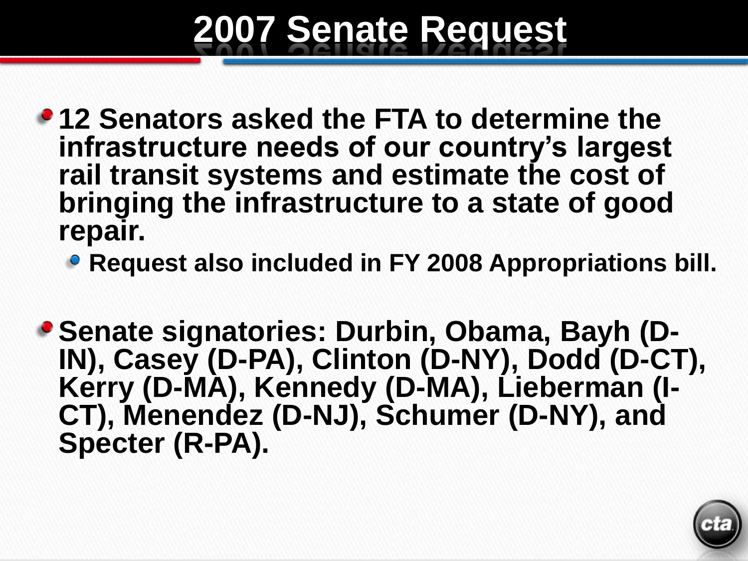# 2007 Senate Request

- **12 Senators asked the FTA to determine the infrastructure needs of our country's largest rail transit systems and estimate the cost of bringing the infrastructure to a state of good repair.**
  - **Request also included in FY 2008 Appropriations bill.**

- **Senate signatories: Durbin, Obama, Bayh (D-IN), Casey (D-PA), Clinton (D-NY), Dodd (D-CT), Kerry (D-MA), Kennedy (D-MA), Lieberman (I-CT), Menendez (D-NJ), Schumer (D-NY), and Specter (R-PA).**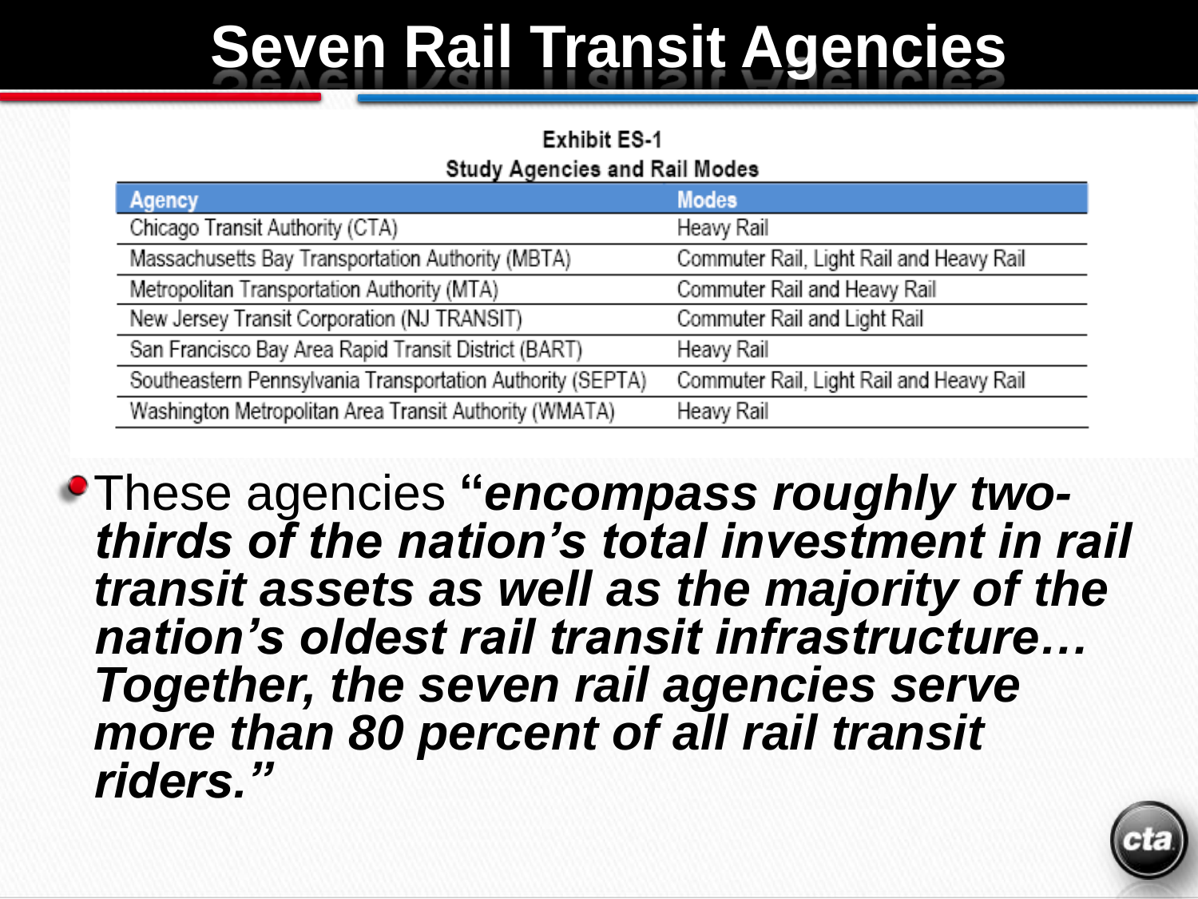# Seven Rail Transit Agencies

**Exhibit ES-1**
**Study Agencies and Rail Modes**

| Agency | Modes |
| --- | --- |
| Chicago Transit Authority (CTA) | Heavy Rail |
| Massachusetts Bay Transportation Authority (MBTA) | Commuter Rail, Light Rail and Heavy Rail |
| Metropolitan Transportation Authority (MTA) | Commuter Rail and Heavy Rail |
| New Jersey Transit Corporation (NJ TRANSIT) | Commuter Rail and Light Rail |
| San Francisco Bay Area Rapid Transit District (BART) | Heavy Rail |
| Southeastern Pennsylvania Transportation Authority (SEPTA) | Commuter Rail, Light Rail and Heavy Rail |
| Washington Metropolitan Area Transit Authority (WMATA) | Heavy Rail |

- These agencies ***"encompass roughly two-thirds of the nation's total investment in rail transit assets as well as the majority of the nation's oldest rail transit infrastructure… Together, the seven rail agencies serve more than 80 percent of all rail transit riders."***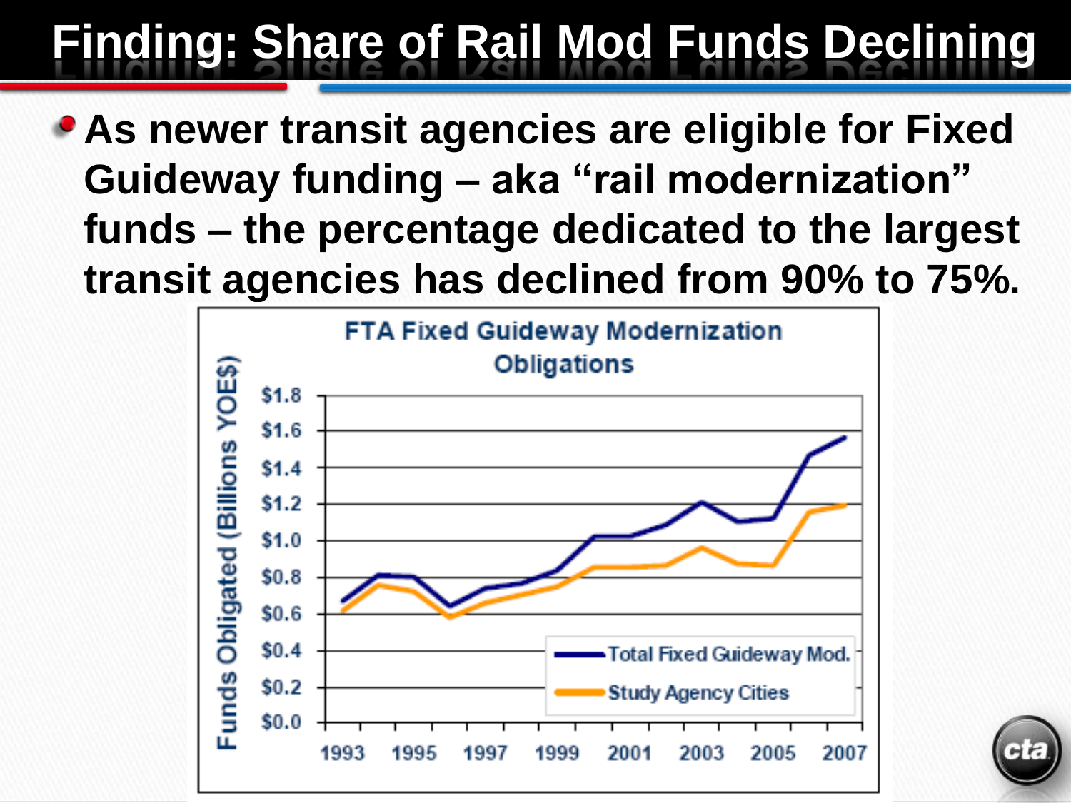# Finding: Share of Rail Mod Funds Declining

- **As newer transit agencies are eligible for Fixed Guideway funding – aka "rail modernization" funds – the percentage dedicated to the largest transit agencies has declined from 90% to 75%.**

**FTA Fixed Guideway Modernization Obligations**

Funds Obligated (Billions YOE$)

$1.8, $1.6, $1.4, $1.2, $1.0, $0.8, $0.6, $0.4, $0.2, $0.0

1993, 1995, 1997, 1999, 2001, 2003, 2005, 2007

Total Fixed Guideway Mod.

Study Agency Cities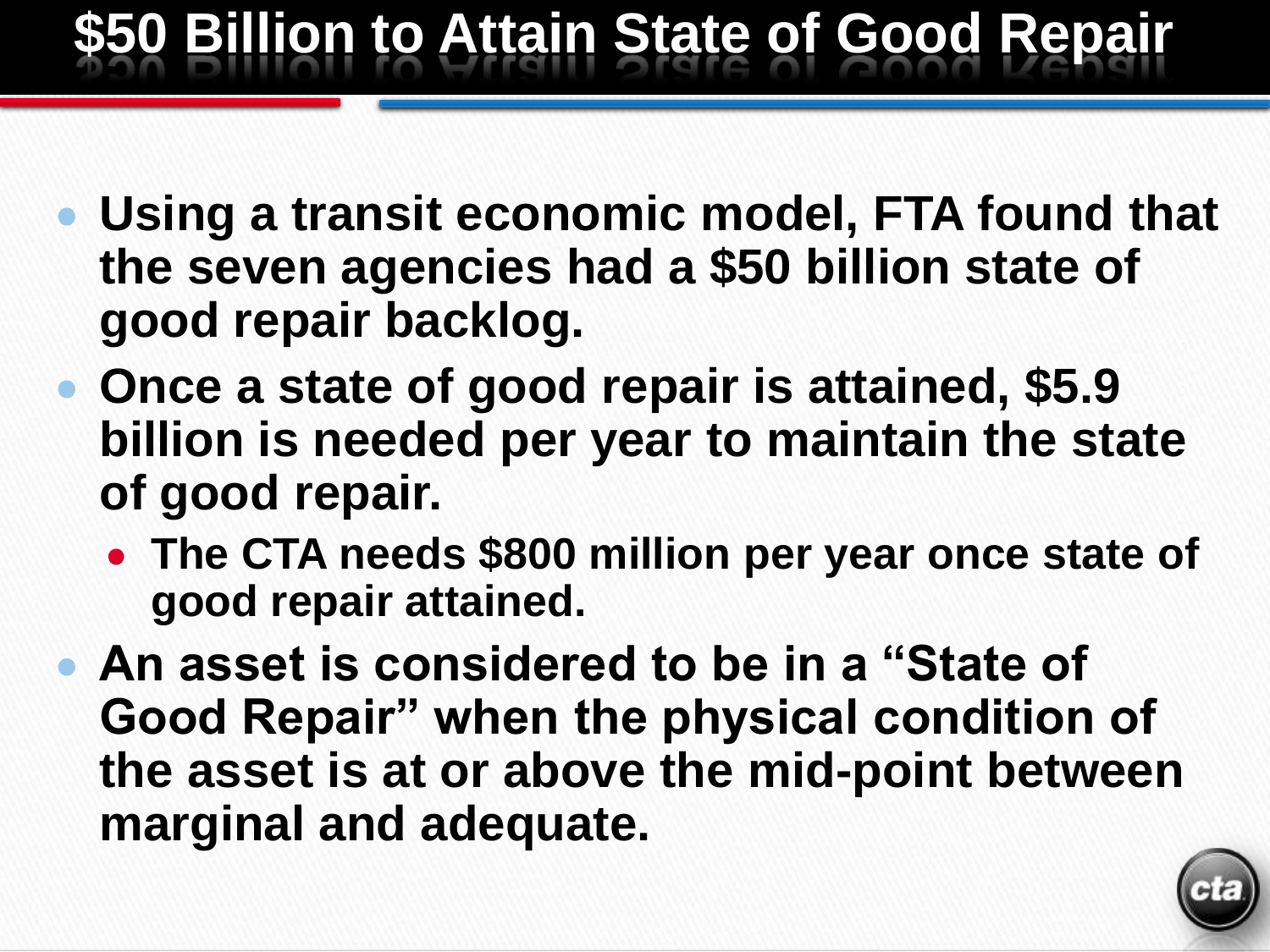# $50 Billion to Attain State of Good Repair

- Using a transit economic model, FTA found that the seven agencies had a $50 billion state of good repair backlog.
- Once a state of good repair is attained, $5.9 billion is needed per year to maintain the state of good repair.
  - The CTA needs $800 million per year once state of good repair attained.
- An asset is considered to be in a "State of Good Repair" when the physical condition of the asset is at or above the mid-point between marginal and adequate.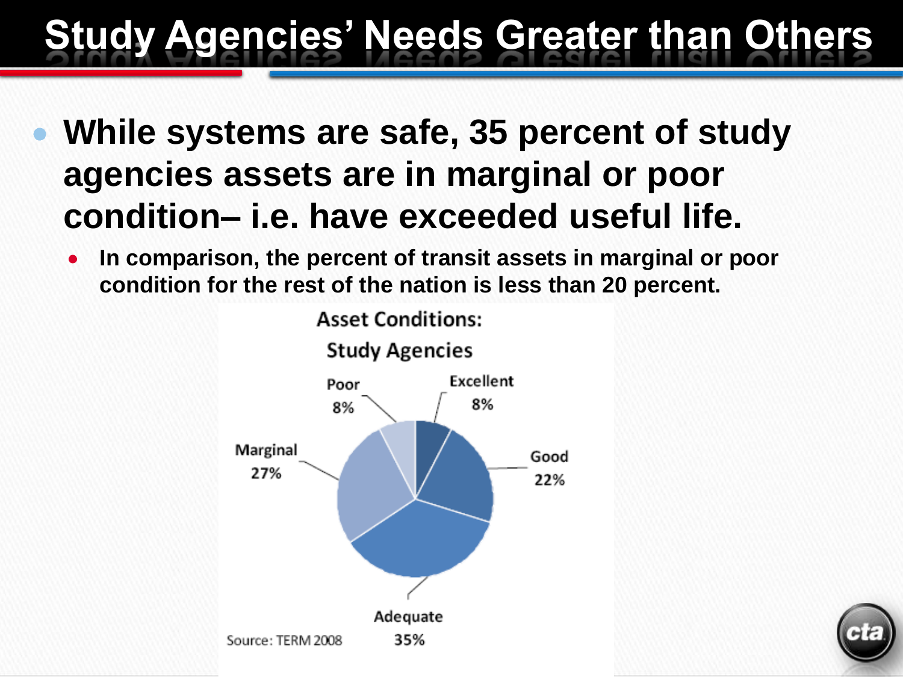# Study Agencies' Needs Greater than Others

- **While systems are safe, 35 percent of study agencies assets are in marginal or poor condition– i.e. have exceeded useful life.**
  - **In comparison, the percent of transit assets in marginal or poor condition for the rest of the nation is less than 20 percent.**

Asset Conditions:
Study Agencies

| Condition | Percent |
|---|---|
| Excellent | 8% |
| Good | 22% |
| Adequate | 35% |
| Marginal | 27% |
| Poor | 8% |

Source: TERM 2008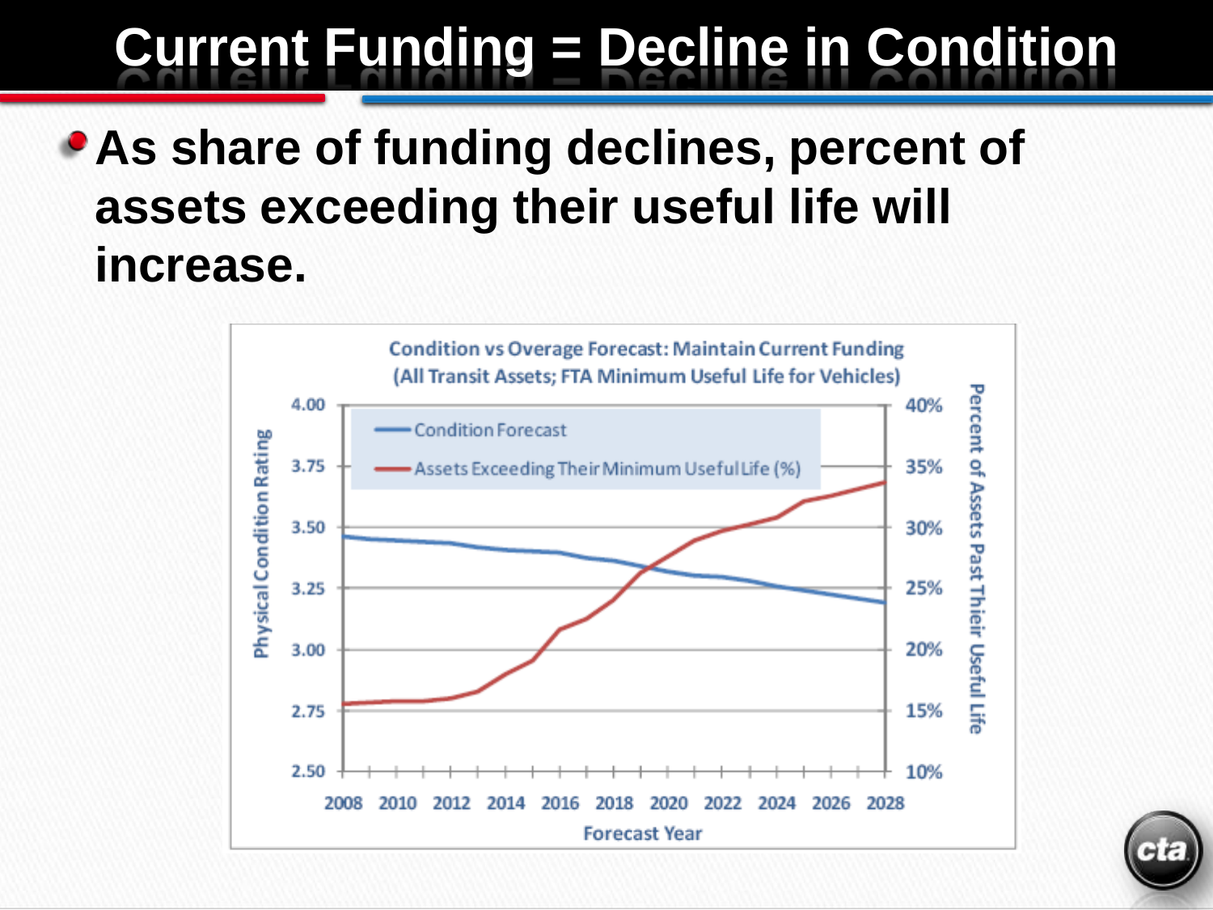# Current Funding = Decline in Condition

- **As share of funding declines, percent of assets exceeding their useful life will increase.**

Condition vs Overage Forecast: Maintain Current Funding
(All Transit Assets; FTA Minimum Useful Life for Vehicles)

Condition Forecast

Assets Exceeding Their Minimum Useful Life (%)

Physical Condition Rating: 4.00, 3.75, 3.50, 3.25, 3.00, 2.75, 2.50

Percent of Assets Past Thieir Useful Life: 40%, 35%, 30%, 25%, 20%, 15%, 10%

Forecast Year: 2008, 2010, 2012, 2014, 2016, 2018, 2020, 2022, 2024, 2026, 2028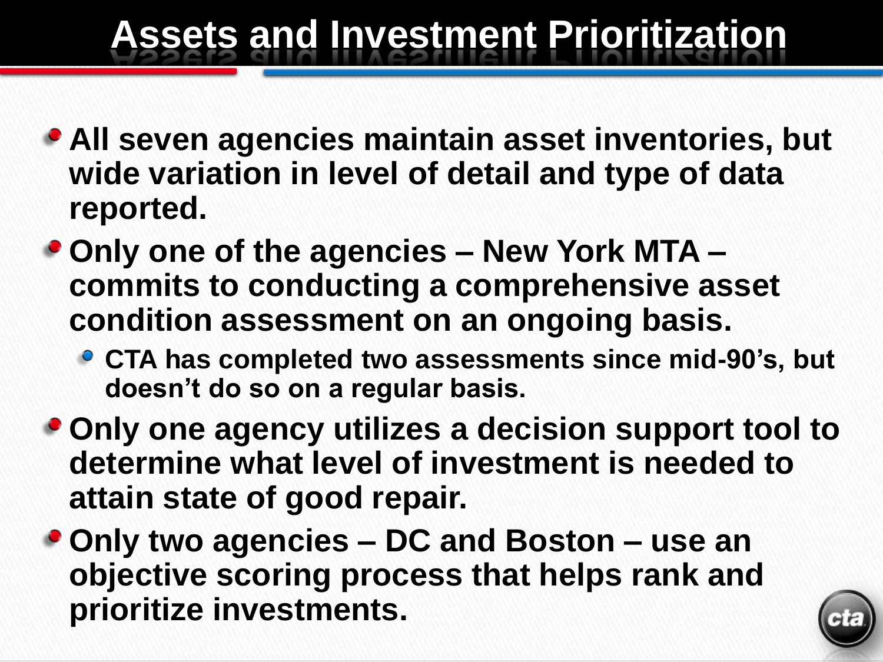# Assets and Investment Prioritization

- **All seven agencies maintain asset inventories, but wide variation in level of detail and type of data reported.**
- **Only one of the agencies – New York MTA – commits to conducting a comprehensive asset condition assessment on an ongoing basis.**
  - **CTA has completed two assessments since mid-90's, but doesn't do so on a regular basis.**
- **Only one agency utilizes a decision support tool to determine what level of investment is needed to attain state of good repair.**
- **Only two agencies – DC and Boston – use an objective scoring process that helps rank and prioritize investments.**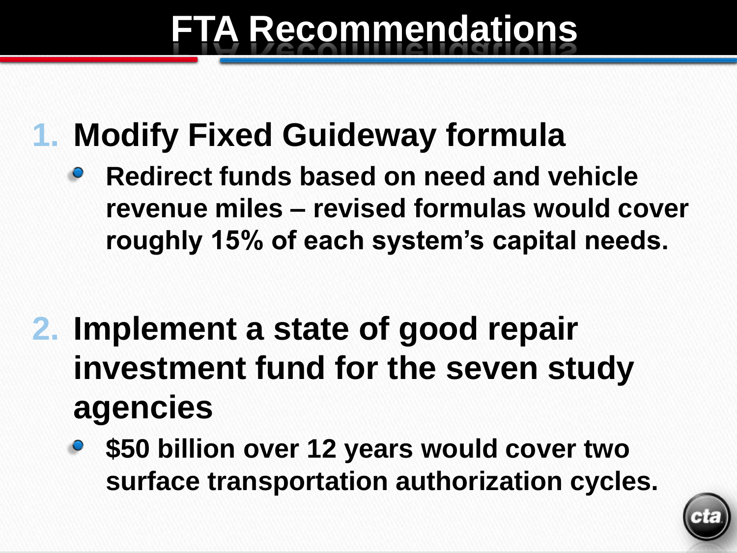# FTA Recommendations

1. **Modify Fixed Guideway formula**
   - **Redirect funds based on need and vehicle revenue miles – revised formulas would cover roughly 15% of each system's capital needs.**

2. **Implement a state of good repair investment fund for the seven study agencies**
   - **$50 billion over 12 years would cover two surface transportation authorization cycles.**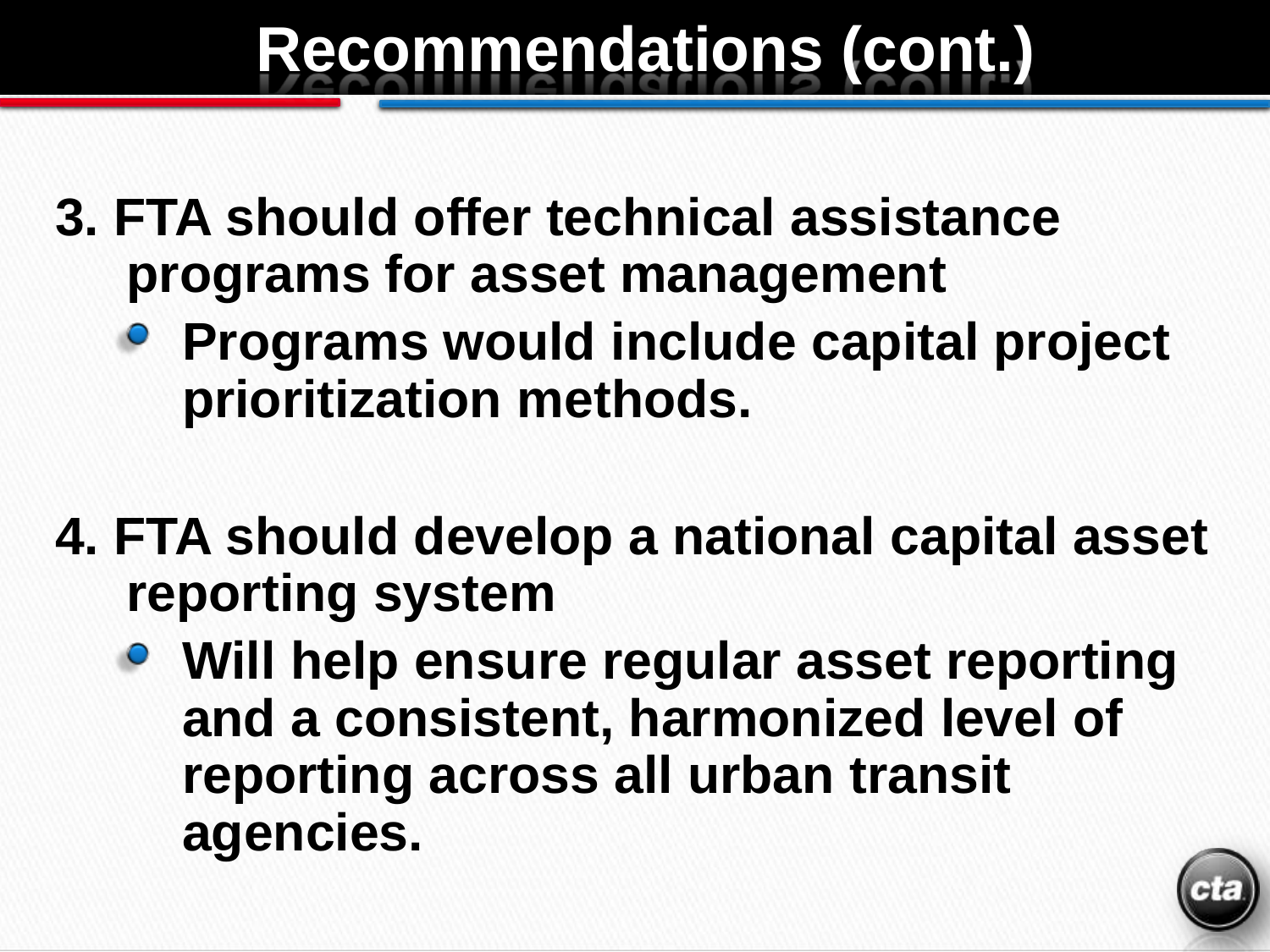# Recommendations (cont.)

3. FTA should offer technical assistance programs for asset management
   - Programs would include capital project prioritization methods.

4. FTA should develop a national capital asset reporting system
   - Will help ensure regular asset reporting and a consistent, harmonized level of reporting across all urban transit agencies.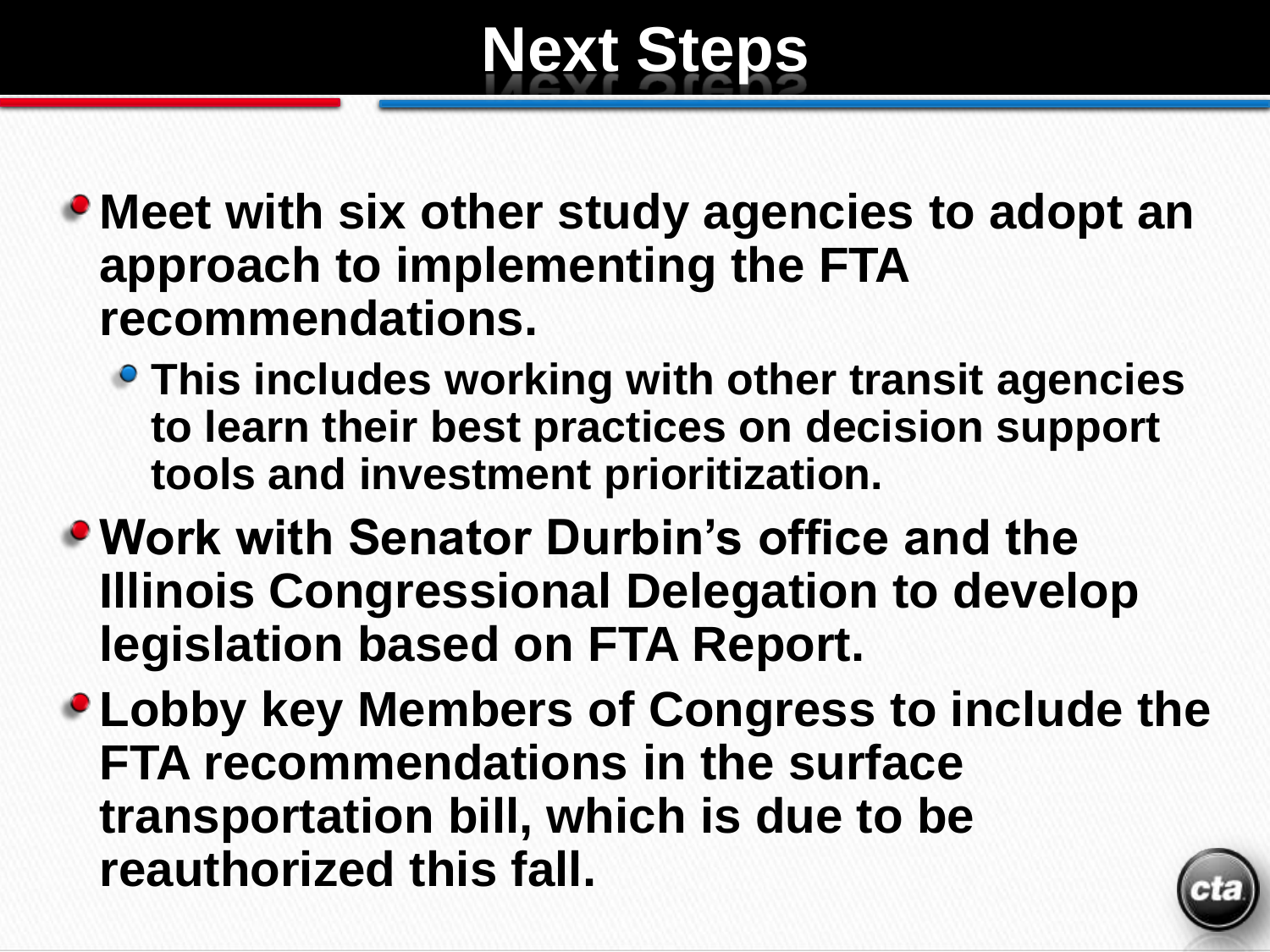# Next Steps

- Meet with six other study agencies to adopt an approach to implementing the FTA recommendations.
  - This includes working with other transit agencies to learn their best practices on decision support tools and investment prioritization.
- Work with Senator Durbin's office and the Illinois Congressional Delegation to develop legislation based on FTA Report.
- Lobby key Members of Congress to include the FTA recommendations in the surface transportation bill, which is due to be reauthorized this fall.